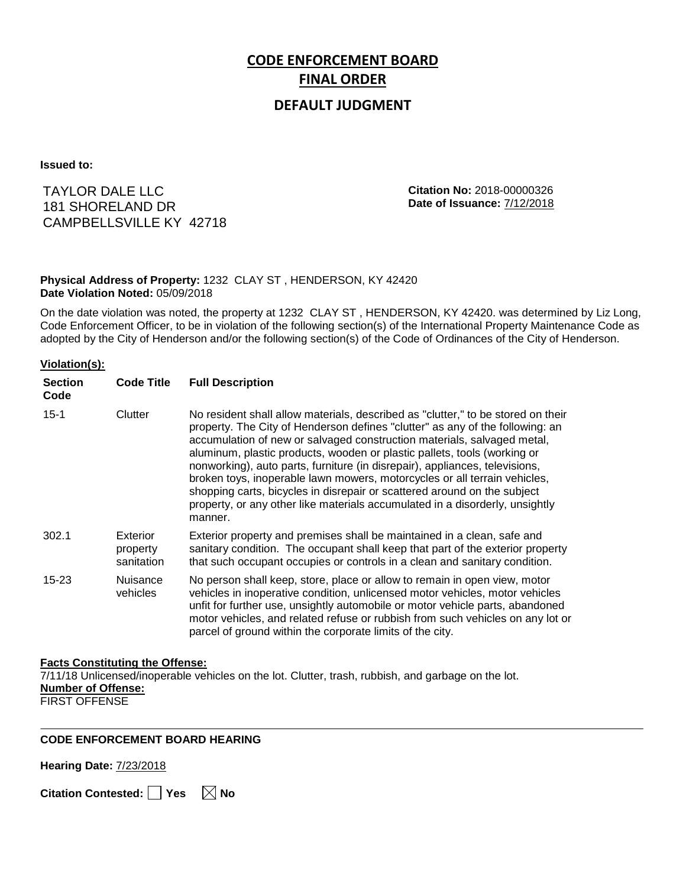# CODE ENFORCEMENT BOARD FINAL ORDER

## DEFAULT JUDGMENT

**Issued to:**

TAYLOR DALE LLC
181 SHORELAND DR
CAMPBELLSVILLE KY 42718

**Citation No:** 2018-00000326
**Date of Issuance:** 7/12/2018

**Physical Address of Property:** 1232 CLAY ST , HENDERSON, KY 42420
**Date Violation Noted:** 05/09/2018

On the date violation was noted, the property at 1232 CLAY ST , HENDERSON, KY 42420. was determined by Liz Long, Code Enforcement Officer, to be in violation of the following section(s) of the International Property Maintenance Code as adopted by the City of Henderson and/or the following section(s) of the Code of Ordinances of the City of Henderson.

**Violation(s):**

| Section Code | Code Title | Full Description |
|---|---|---|
| 15-1 | Clutter | No resident shall allow materials, described as "clutter," to be stored on their property. The City of Henderson defines "clutter" as any of the following: an accumulation of new or salvaged construction materials, salvaged metal, aluminum, plastic products, wooden or plastic pallets, tools (working or nonworking), auto parts, furniture (in disrepair), appliances, televisions, broken toys, inoperable lawn mowers, motorcycles or all terrain vehicles, shopping carts, bicycles in disrepair or scattered around on the subject property, or any other like materials accumulated in a disorderly, unsightly manner. |
| 302.1 | Exterior property sanitation | Exterior property and premises shall be maintained in a clean, safe and sanitary condition. The occupant shall keep that part of the exterior property that such occupant occupies or controls in a clean and sanitary condition. |
| 15-23 | Nuisance vehicles | No person shall keep, store, place or allow to remain in open view, motor vehicles in inoperative condition, unlicensed motor vehicles, motor vehicles unfit for further use, unsightly automobile or motor vehicle parts, abandoned motor vehicles, and related refuse or rubbish from such vehicles on any lot or parcel of ground within the corporate limits of the city. |

**Facts Constituting the Offense:**
7/11/18 Unlicensed/inoperable vehicles on the lot. Clutter, trash, rubbish, and garbage on the lot.
**Number of Offense:**
FIRST OFFENSE

---

**CODE ENFORCEMENT BOARD HEARING**

**Hearing Date:** 7/23/2018

**Citation Contested:** ☐ Yes ☒ No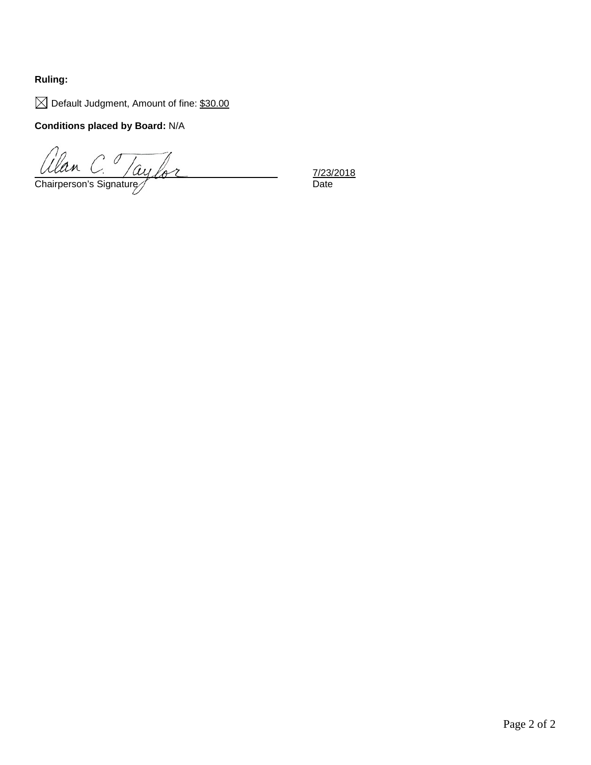**Ruling:**

☒ Default Judgment, Amount of fine: $30.00

**Conditions placed by Board:** N/A

Alan C. Taylor
Chairperson's Signature

7/23/2018
Date